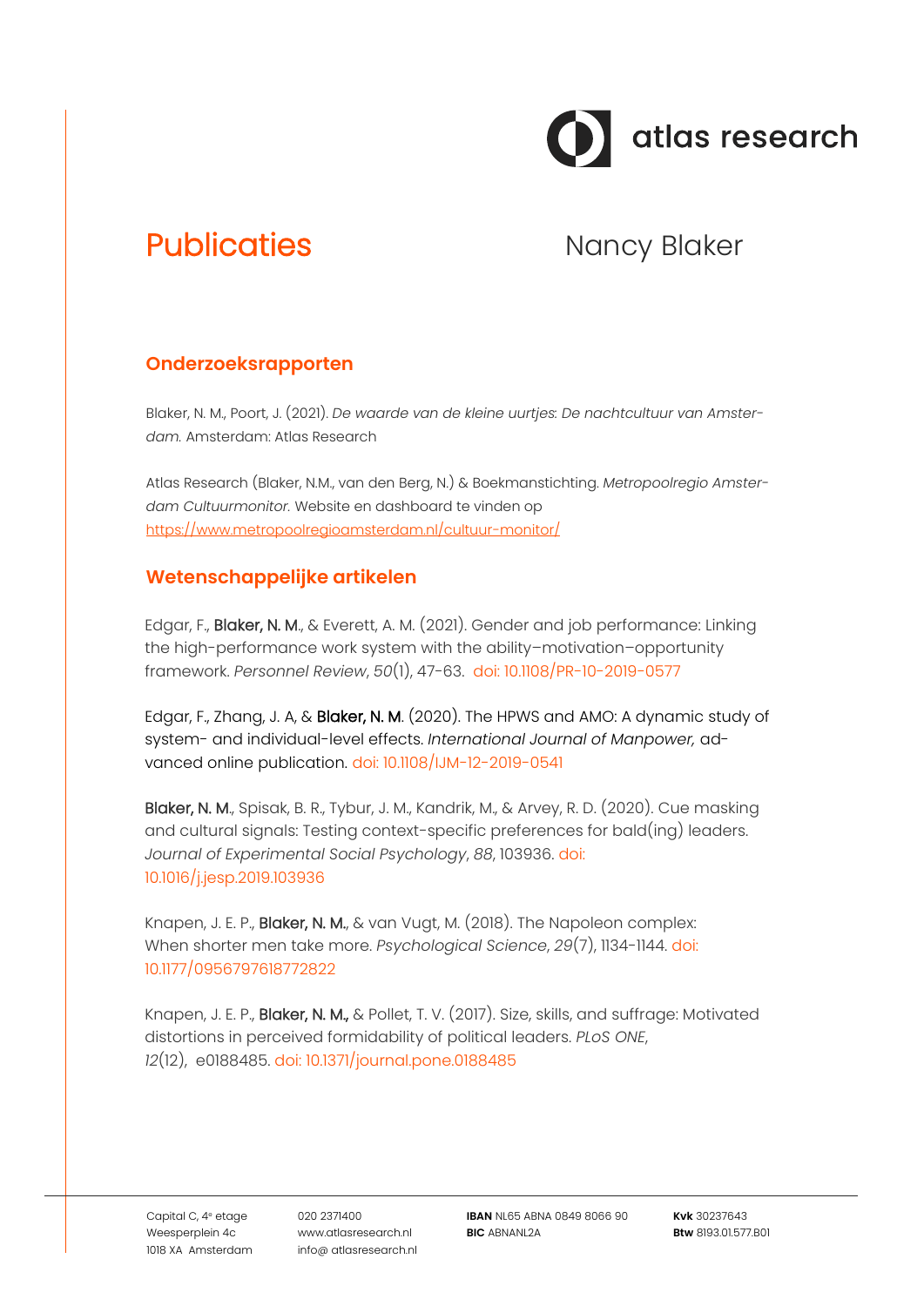# Publicaties

Nancy Blaker

## Onderzoeksrapporten

Blaker, N. M., Poort, J. (2021). *De waarde van de kleine uurtjes: De nachtcultuur van Amsterdam.* Amsterdam: Atlas Research

Atlas Research (Blaker, N.M., van den Berg, N.) & Boekmanstichting. *Metropoolregio Amsterdam Cultuurmonitor.* Website en dashboard te vinden op https://www.metropoolregioamsterdam.nl/cultuur-monitor/

## Wetenschappelijke artikelen

Edgar, F., **Blaker, N. M.**, & Everett, A. M. (2021). Gender and job performance: Linking the high-performance work system with the ability–motivation–opportunity framework. *Personnel Review*, *50*(1), 47-63. doi: 10.1108/PR-10-2019-0577

Edgar, F., Zhang, J. A, & **Blaker, N. M.** (2020). The HPWS and AMO: A dynamic study of system- and individual-level effects. *International Journal of Manpower,* advanced online publication. doi: 10.1108/IJM-12-2019-0541

**Blaker, N. M.**, Spisak, B. R., Tybur, J. M., Kandrik, M., & Arvey, R. D. (2020). Cue masking and cultural signals: Testing context-specific preferences for bald(ing) leaders. *Journal of Experimental Social Psychology*, *88*, 103936. doi: 10.1016/j.jesp.2019.103936

Knapen, J. E. P., **Blaker, N. M.**, & van Vugt, M. (2018). The Napoleon complex: When shorter men take more. *Psychological Science*, *29*(7), 1134-1144. doi: 10.1177/0956797618772822

Knapen, J. E. P., **Blaker, N. M.,** & Pollet, T. V. (2017). Size, skills, and suffrage: Motivated distortions in perceived formidability of political leaders. *PLoS ONE*, *12*(12), e0188485. doi: 10.1371/journal.pone.0188485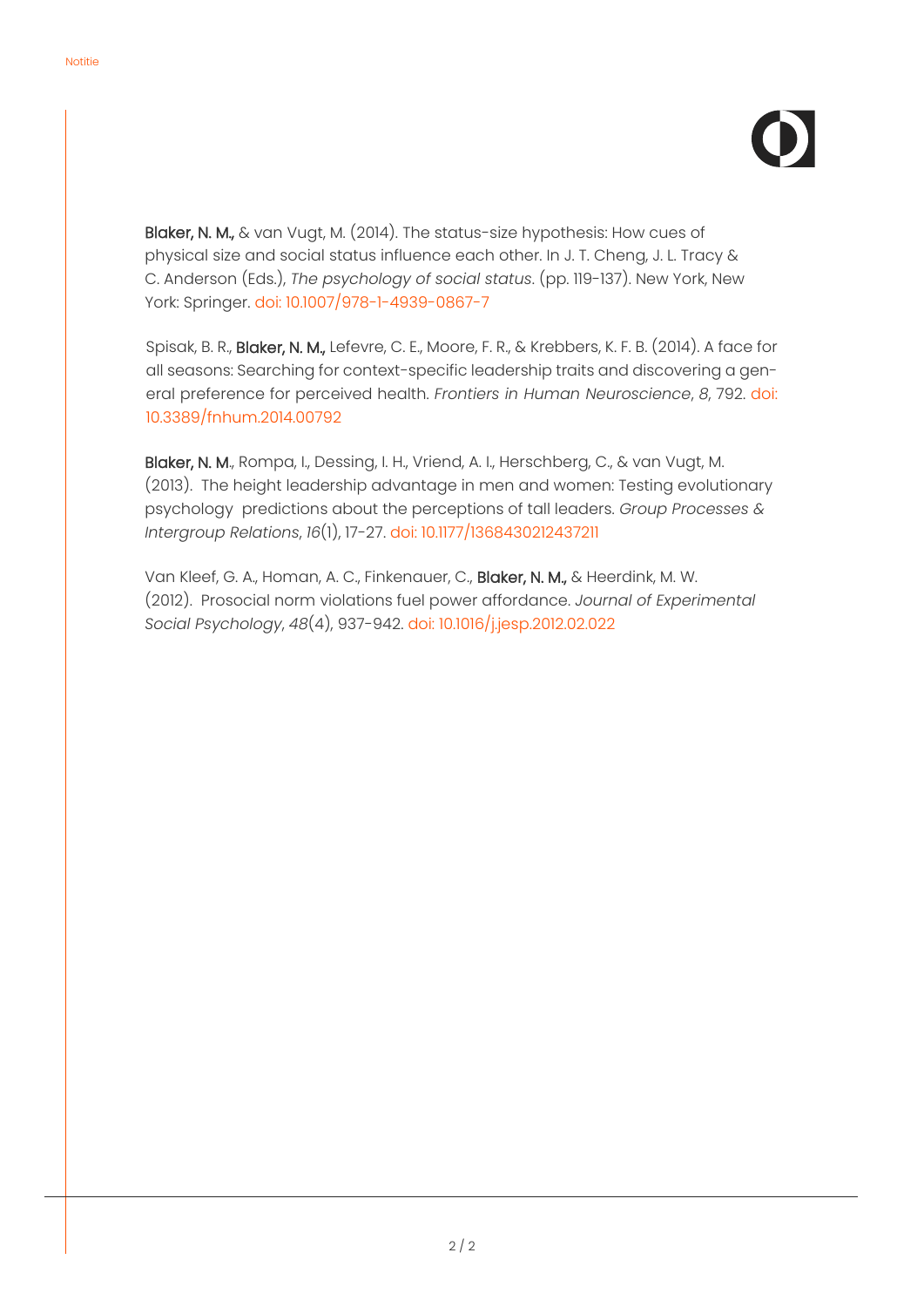**Blaker, N. M.,** & van Vugt, M. (2014). The status-size hypothesis: How cues of physical size and social status influence each other. In J. T. Cheng, J. L. Tracy & C. Anderson (Eds.), *The psychology of social status*. (pp. 119-137). New York, New York: Springer. doi: 10.1007/978-1-4939-0867-7

Spisak, B. R., **Blaker, N. M.,** Lefevre, C. E., Moore, F. R., & Krebbers, K. F. B. (2014). A face for all seasons: Searching for context-specific leadership traits and discovering a general preference for perceived health. *Frontiers in Human Neuroscience*, *8*, 792. doi: 10.3389/fnhum.2014.00792

**Blaker, N. M.**, Rompa, I., Dessing, I. H., Vriend, A. I., Herschberg, C., & van Vugt, M. (2013). The height leadership advantage in men and women: Testing evolutionary psychology predictions about the perceptions of tall leaders. *Group Processes & Intergroup Relations*, *16*(1), 17-27. doi: 10.1177/1368430212437211

Van Kleef, G. A., Homan, A. C., Finkenauer, C., **Blaker, N. M.,** & Heerdink, M. W. (2012). Prosocial norm violations fuel power affordance. *Journal of Experimental Social Psychology*, *48*(4), 937-942. doi: 10.1016/j.jesp.2012.02.022